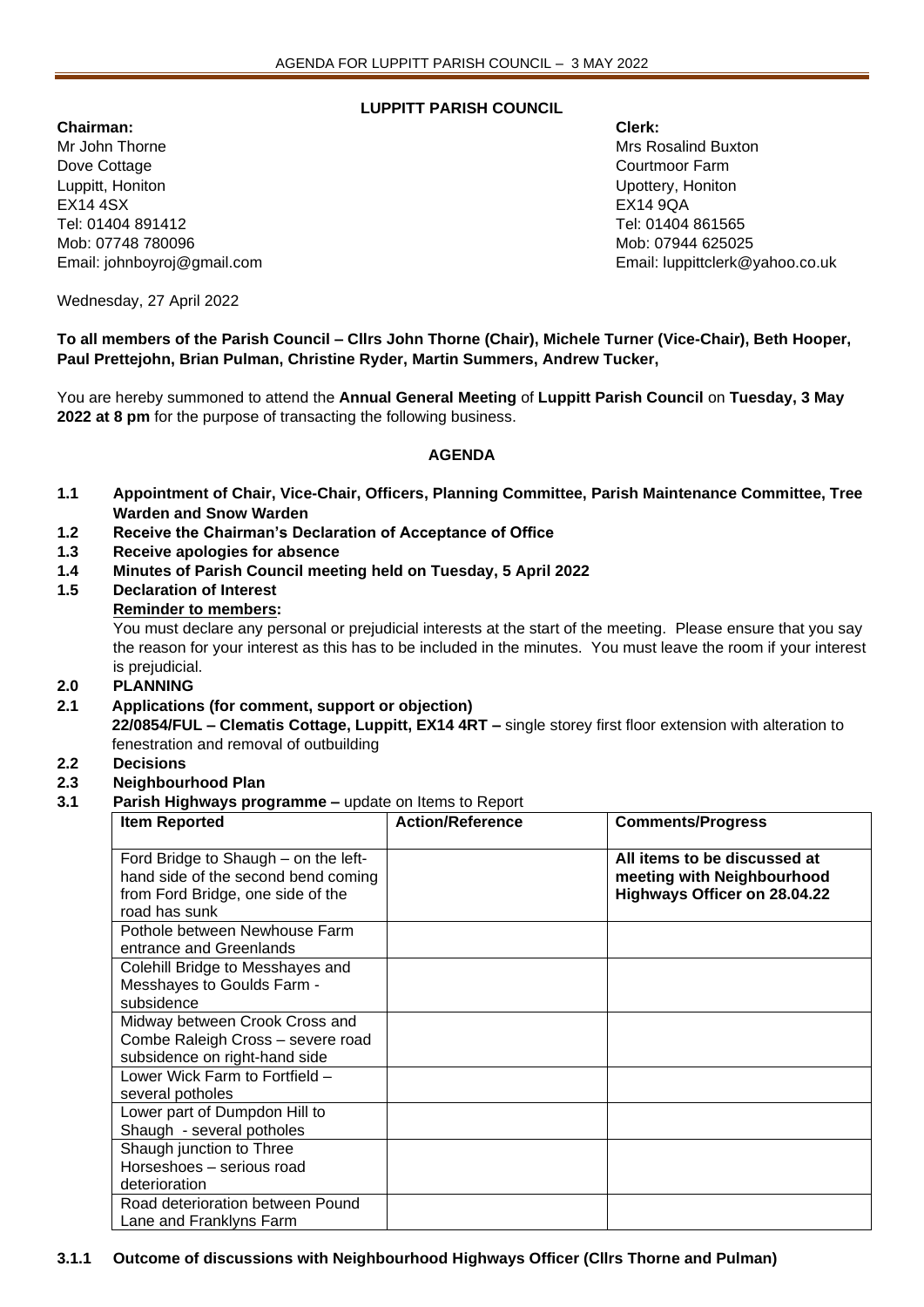**LUPPITT PARISH COUNCIL**

**Chairman:**
Mr John Thorne
Dove Cottage
Luppitt, Honiton
EX14 4SX
Tel: 01404 891412
Mob: 07748 780096
Email: johnboyroj@gmail.com

**Clerk:**
Mrs Rosalind Buxton
Courtmoor Farm
Upottery, Honiton
EX14 9QA
Tel: 01404 861565
Mob: 07944 625025
Email: luppittclerk@yahoo.co.uk

Wednesday, 27 April 2022

**To all members of the Parish Council – Cllrs John Thorne (Chair), Michele Turner (Vice-Chair), Beth Hooper, Paul Prettejohn, Brian Pulman, Christine Ryder, Martin Summers, Andrew Tucker,**

You are hereby summoned to attend the **Annual General Meeting** of **Luppitt Parish Council** on **Tuesday, 3 May 2022 at 8 pm** for the purpose of transacting the following business.

**AGENDA**

**1.1 Appointment of Chair, Vice-Chair, Officers, Planning Committee, Parish Maintenance Committee, Tree Warden and Snow Warden**

**1.2 Receive the Chairman's Declaration of Acceptance of Office**

**1.3 Receive apologies for absence**

**1.4 Minutes of Parish Council meeting held on Tuesday, 5 April 2022**

**1.5 Declaration of Interest**

**Reminder to members:**

You must declare any personal or prejudicial interests at the start of the meeting. Please ensure that you say the reason for your interest as this has to be included in the minutes. You must leave the room if your interest is prejudicial.

**2.0 PLANNING**

**2.1 Applications (for comment, support or objection)**

**22/0854/FUL – Clematis Cottage, Luppitt, EX14 4RT –** single storey first floor extension with alteration to fenestration and removal of outbuilding

**2.2 Decisions**

**2.3 Neighbourhood Plan**

**3.1 Parish Highways programme –** update on Items to Report

| **Item Reported** | **Action/Reference** | **Comments/Progress** |
|---|---|---|
| Ford Bridge to Shaugh – on the left-hand side of the second bend coming from Ford Bridge, one side of the road has sunk | | **All items to be discussed at meeting with Neighbourhood Highways Officer on 28.04.22** |
| Pothole between Newhouse Farm entrance and Greenlands | | |
| Colehill Bridge to Messhayes and Messhayes to Goulds Farm - subsidence | | |
| Midway between Crook Cross and Combe Raleigh Cross – severe road subsidence on right-hand side | | |
| Lower Wick Farm to Fortfield – several potholes | | |
| Lower part of Dumpdon Hill to Shaugh - several potholes | | |
| Shaugh junction to Three Horseshoes – serious road deterioration | | |
| Road deterioration between Pound Lane and Franklyns Farm | | |

**3.1.1 Outcome of discussions with Neighbourhood Highways Officer (Cllrs Thorne and Pulman)**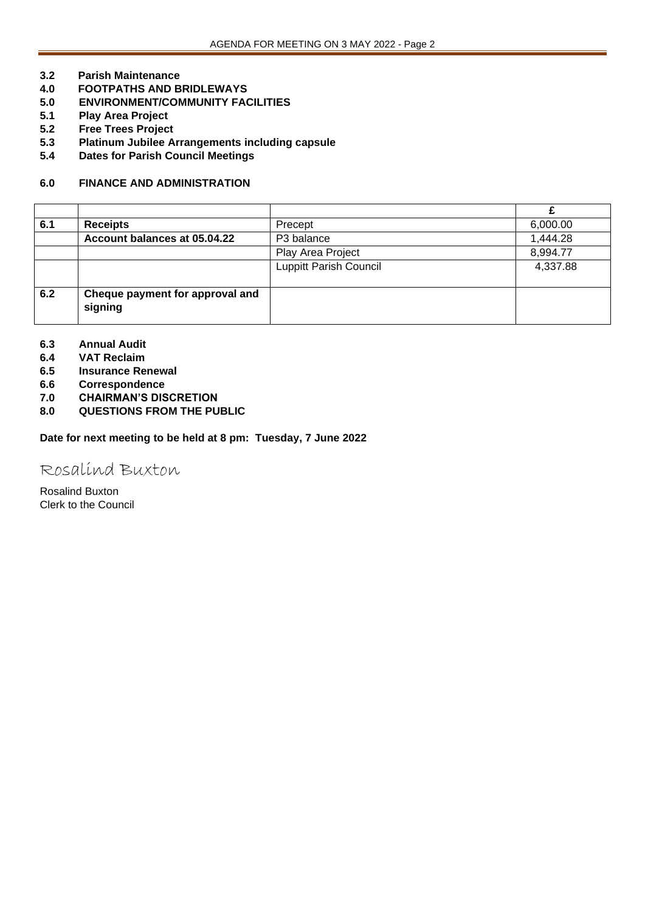**3.2 Parish Maintenance**

**4.0 FOOTPATHS AND BRIDLEWAYS**

**5.0 ENVIRONMENT/COMMUNITY FACILITIES**

**5.1 Play Area Project**

**5.2 Free Trees Project**

**5.3 Platinum Jubilee Arrangements including capsule**

**5.4 Dates for Parish Council Meetings**

**6.0 FINANCE AND ADMINISTRATION**

| | | | £ |
|---|---|---|---|
| **6.1** | **Receipts** | Precept | 6,000.00 |
| | **Account balances at 05.04.22** | P3 balance | 1,444.28 |
| | | Play Area Project | 8,994.77 |
| | | Luppitt Parish Council | 4,337.88 |
| **6.2** | **Cheque payment for approval and signing** | | |

**6.3 Annual Audit**

**6.4 VAT Reclaim**

**6.5 Insurance Renewal**

**6.6 Correspondence**

**7.0 CHAIRMAN'S DISCRETION**

**8.0 QUESTIONS FROM THE PUBLIC**

**Date for next meeting to be held at 8 pm: Tuesday, 7 June 2022**

Rosalind Buxton

Rosalind Buxton
Clerk to the Council